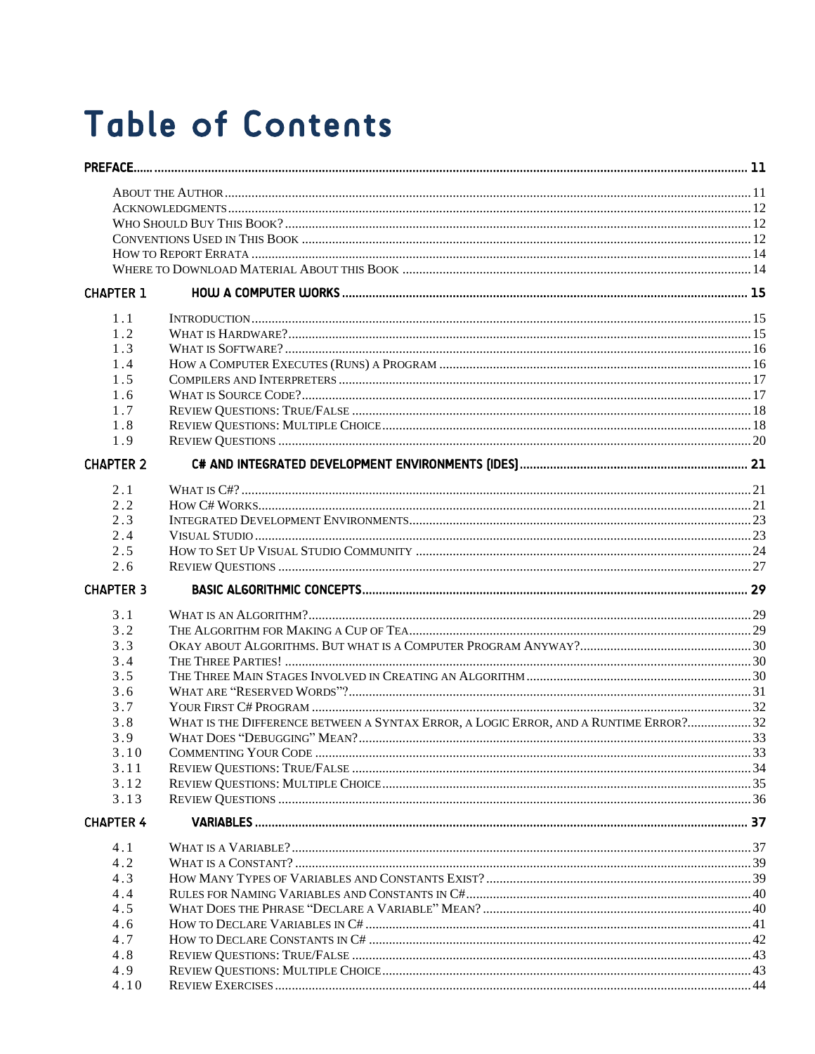# Table of Contents

| | | |
|---|---|---|
| **PREFACE** | | **11** |
| | About the Author | 11 |
| | Acknowledgments | 12 |
| | Who Should Buy This Book? | 12 |
| | Conventions Used in This Book | 12 |
| | How to Report Errata | 14 |
| | Where to Download Material About this Book | 14 |
| **CHAPTER 1** | **HOW A COMPUTER WORKS** | **15** |
| 1.1 | Introduction | 15 |
| 1.2 | What is Hardware? | 15 |
| 1.3 | What is Software? | 16 |
| 1.4 | How a Computer Executes (Runs) a Program | 16 |
| 1.5 | Compilers and Interpreters | 17 |
| 1.6 | What is Source Code? | 17 |
| 1.7 | Review Questions: True/False | 18 |
| 1.8 | Review Questions: Multiple Choice | 18 |
| 1.9 | Review Questions | 20 |
| **CHAPTER 2** | **C# AND INTEGRATED DEVELOPMENT ENVIRONMENTS (IDES)** | **21** |
| 2.1 | What is C#? | 21 |
| 2.2 | How C# Works | 21 |
| 2.3 | Integrated Development Environments | 23 |
| 2.4 | Visual Studio | 23 |
| 2.5 | How to Set Up Visual Studio Community | 24 |
| 2.6 | Review Questions | 27 |
| **CHAPTER 3** | **BASIC ALGORITHMIC CONCEPTS** | **29** |
| 3.1 | What is an Algorithm? | 29 |
| 3.2 | The Algorithm for Making a Cup of Tea | 29 |
| 3.3 | Okay about Algorithms. But what is a Computer Program Anyway? | 30 |
| 3.4 | The Three Parties! | 30 |
| 3.5 | The Three Main Stages Involved in Creating an Algorithm | 30 |
| 3.6 | What are "Reserved Words"? | 31 |
| 3.7 | Your First C# Program | 32 |
| 3.8 | What is the Difference between a Syntax Error, a Logic Error, and a Runtime Error? | 32 |
| 3.9 | What Does "Debugging" Mean? | 33 |
| 3.10 | Commenting Your Code | 33 |
| 3.11 | Review Questions: True/False | 34 |
| 3.12 | Review Questions: Multiple Choice | 35 |
| 3.13 | Review Questions | 36 |
| **CHAPTER 4** | **VARIABLES** | **37** |
| 4.1 | What is a Variable? | 37 |
| 4.2 | What is a Constant? | 39 |
| 4.3 | How Many Types of Variables and Constants Exist? | 39 |
| 4.4 | Rules for Naming Variables and Constants in C# | 40 |
| 4.5 | What Does the Phrase "Declare a Variable" Mean? | 40 |
| 4.6 | How to Declare Variables in C# | 41 |
| 4.7 | How to Declare Constants in C# | 42 |
| 4.8 | Review Questions: True/False | 43 |
| 4.9 | Review Questions: Multiple Choice | 43 |
| 4.10 | Review Exercises | 44 |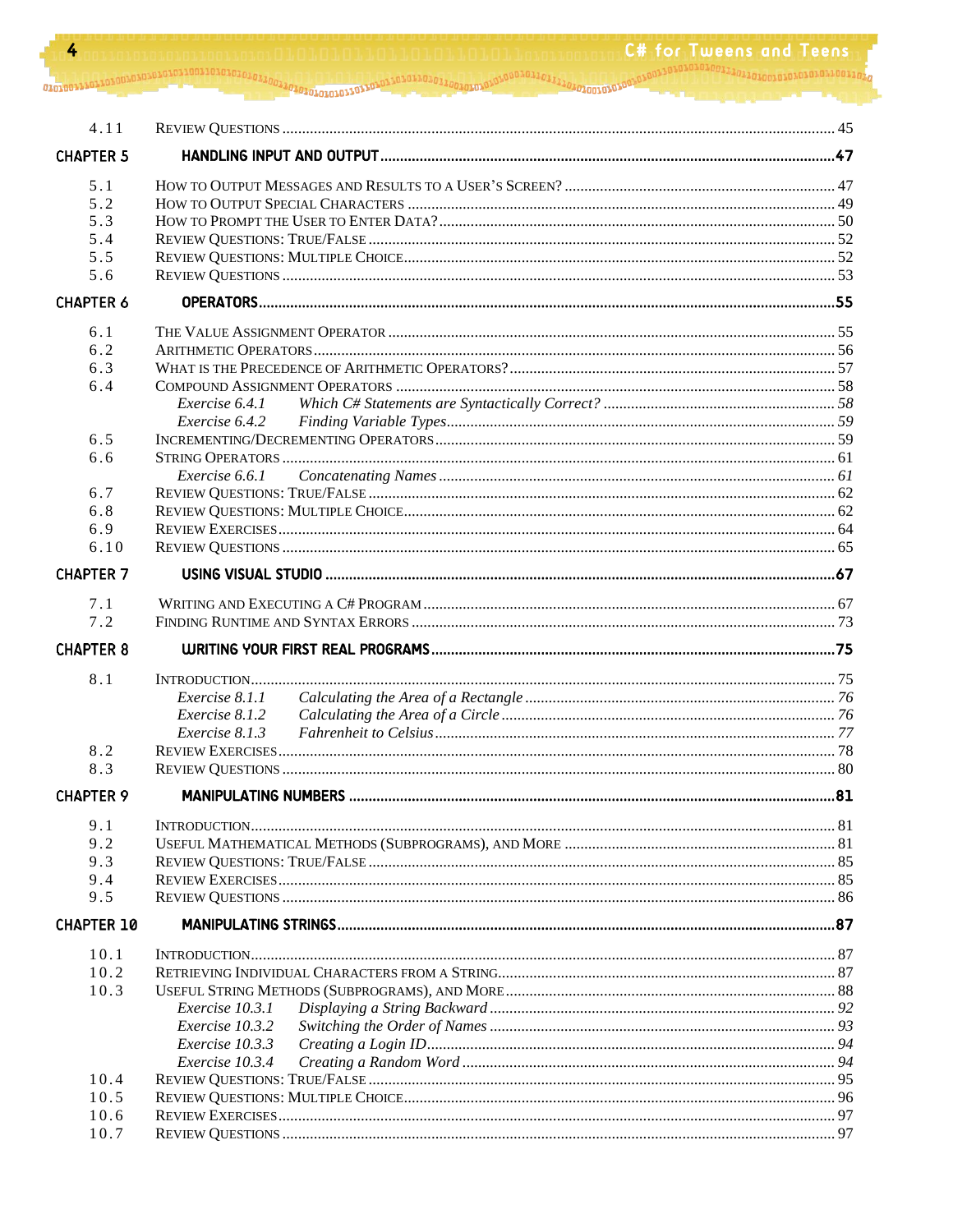| | | |
|---|---|---|
| 4.11 | Review Questions | 45 |
| **Chapter 5** | **Handling Input and Output** | **47** |
| 5.1 | How to Output Messages and Results to a User's Screen? | 47 |
| 5.2 | How to Output Special Characters | 49 |
| 5.3 | How to Prompt the User to Enter Data? | 50 |
| 5.4 | Review Questions: True/False | 52 |
| 5.5 | Review Questions: Multiple Choice | 52 |
| 5.6 | Review Questions | 53 |
| **Chapter 6** | **Operators** | **55** |
| 6.1 | The Value Assignment Operator | 55 |
| 6.2 | Arithmetic Operators | 56 |
| 6.3 | What is the Precedence of Arithmetic Operators? | 57 |
| 6.4 | Compound Assignment Operators | 58 |
| | *Exercise 6.4.1 Which C# Statements are Syntactically Correct?* | *58* |
| | *Exercise 6.4.2 Finding Variable Types* | *59* |
| 6.5 | Incrementing/Decrementing Operators | 59 |
| 6.6 | String Operators | 61 |
| | *Exercise 6.6.1 Concatenating Names* | *61* |
| 6.7 | Review Questions: True/False | 62 |
| 6.8 | Review Questions: Multiple Choice | 62 |
| 6.9 | Review Exercises | 64 |
| 6.10 | Review Questions | 65 |
| **Chapter 7** | **Using Visual Studio** | **67** |
| 7.1 | Writing and Executing a C# Program | 67 |
| 7.2 | Finding Runtime and Syntax Errors | 73 |
| **Chapter 8** | **Writing Your First Real Programs** | **75** |
| 8.1 | Introduction | 75 |
| | *Exercise 8.1.1 Calculating the Area of a Rectangle* | *76* |
| | *Exercise 8.1.2 Calculating the Area of a Circle* | *76* |
| | *Exercise 8.1.3 Fahrenheit to Celsius* | *77* |
| 8.2 | Review Exercises | 78 |
| 8.3 | Review Questions | 80 |
| **Chapter 9** | **Manipulating Numbers** | **81** |
| 9.1 | Introduction | 81 |
| 9.2 | Useful Mathematical Methods (Subprograms), and More | 81 |
| 9.3 | Review Questions: True/False | 85 |
| 9.4 | Review Exercises | 85 |
| 9.5 | Review Questions | 86 |
| **Chapter 10** | **Manipulating Strings** | **87** |
| 10.1 | Introduction | 87 |
| 10.2 | Retrieving Individual Characters from a String | 87 |
| 10.3 | Useful String Methods (Subprograms), and More | 88 |
| | *Exercise 10.3.1 Displaying a String Backward* | *92* |
| | *Exercise 10.3.2 Switching the Order of Names* | *93* |
| | *Exercise 10.3.3 Creating a Login ID* | *94* |
| | *Exercise 10.3.4 Creating a Random Word* | *94* |
| 10.4 | Review Questions: True/False | 95 |
| 10.5 | Review Questions: Multiple Choice | 96 |
| 10.6 | Review Exercises | 97 |
| 10.7 | Review Questions | 97 |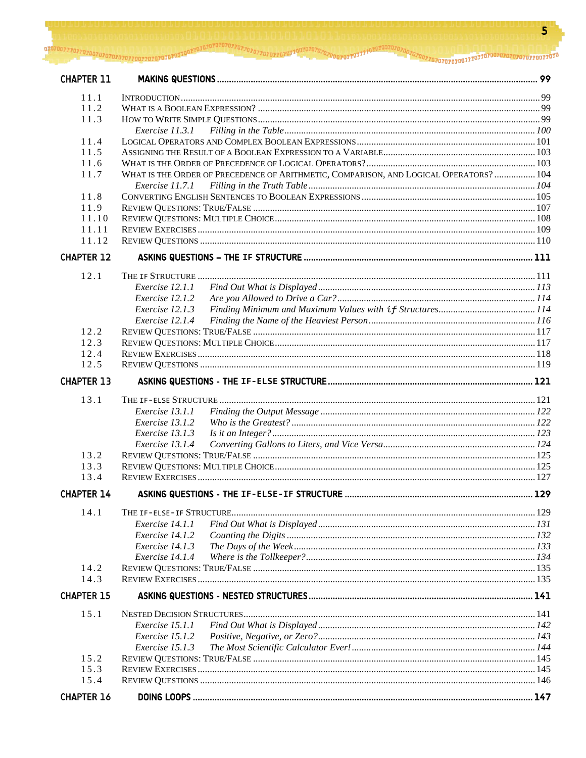| | | |
|---|---|---|
| **CHAPTER 11** | **MAKING QUESTIONS** | **99** |
| 11.1 | INTRODUCTION | 99 |
| 11.2 | WHAT IS A BOOLEAN EXPRESSION? | 99 |
| 11.3 | HOW TO WRITE SIMPLE QUESTIONS | 99 |
| | *Exercise 11.3.1 Filling in the Table* | *100* |
| 11.4 | LOGICAL OPERATORS AND COMPLEX BOOLEAN EXPRESSIONS | 101 |
| 11.5 | ASSIGNING THE RESULT OF A BOOLEAN EXPRESSION TO A VARIABLE | 103 |
| 11.6 | WHAT IS THE ORDER OF PRECEDENCE OF LOGICAL OPERATORS? | 103 |
| 11.7 | WHAT IS THE ORDER OF PRECEDENCE OF ARITHMETIC, COMPARISON, AND LOGICAL OPERATORS? | 104 |
| | *Exercise 11.7.1 Filling in the Truth Table* | *104* |
| 11.8 | CONVERTING ENGLISH SENTENCES TO BOOLEAN EXPRESSIONS | 105 |
| 11.9 | REVIEW QUESTIONS: TRUE/FALSE | 107 |
| 11.10 | REVIEW QUESTIONS: MULTIPLE CHOICE | 108 |
| 11.11 | REVIEW EXERCISES | 109 |
| 11.12 | REVIEW QUESTIONS | 110 |
| **CHAPTER 12** | **ASKING QUESTIONS – THE `IF` STRUCTURE** | **111** |
| 12.1 | THE `IF` STRUCTURE | 111 |
| | *Exercise 12.1.1 Find Out What is Displayed* | *113* |
| | *Exercise 12.1.2 Are you Allowed to Drive a Car?* | *114* |
| | *Exercise 12.1.3 Finding Minimum and Maximum Values with `if` Structures* | *114* |
| | *Exercise 12.1.4 Finding the Name of the Heaviest Person* | *116* |
| 12.2 | REVIEW QUESTIONS: TRUE/FALSE | 117 |
| 12.3 | REVIEW QUESTIONS: MULTIPLE CHOICE | 117 |
| 12.4 | REVIEW EXERCISES | 118 |
| 12.5 | REVIEW QUESTIONS | 119 |
| **CHAPTER 13** | **ASKING QUESTIONS - THE `IF-ELSE` STRUCTURE** | **121** |
| 13.1 | THE `IF-ELSE` STRUCTURE | 121 |
| | *Exercise 13.1.1 Finding the Output Message* | *122* |
| | *Exercise 13.1.2 Who is the Greatest?* | *122* |
| | *Exercise 13.1.3 Is it an Integer?* | *123* |
| | *Exercise 13.1.4 Converting Gallons to Liters, and Vice Versa* | *124* |
| 13.2 | REVIEW QUESTIONS: TRUE/FALSE | 125 |
| 13.3 | REVIEW QUESTIONS: MULTIPLE CHOICE | 125 |
| 13.4 | REVIEW EXERCISES | 127 |
| **CHAPTER 14** | **ASKING QUESTIONS - THE `IF-ELSE-IF` STRUCTURE** | **129** |
| 14.1 | THE `IF-ELSE-IF` STRUCTURE | 129 |
| | *Exercise 14.1.1 Find Out What is Displayed* | *131* |
| | *Exercise 14.1.2 Counting the Digits* | *132* |
| | *Exercise 14.1.3 The Days of the Week* | *133* |
| | *Exercise 14.1.4 Where is the Tollkeeper?* | *134* |
| 14.2 | REVIEW QUESTIONS: TRUE/FALSE | 135 |
| 14.3 | REVIEW EXERCISES | 135 |
| **CHAPTER 15** | **ASKING QUESTIONS - NESTED STRUCTURES** | **141** |
| 15.1 | NESTED DECISION STRUCTURES | 141 |
| | *Exercise 15.1.1 Find Out What is Displayed* | *142* |
| | *Exercise 15.1.2 Positive, Negative, or Zero?* | *143* |
| | *Exercise 15.1.3 The Most Scientific Calculator Ever!* | *144* |
| 15.2 | REVIEW QUESTIONS: TRUE/FALSE | 145 |
| 15.3 | REVIEW EXERCISES | 145 |
| 15.4 | REVIEW QUESTIONS | 146 |
| **CHAPTER 16** | **DOING LOOPS** | **147** |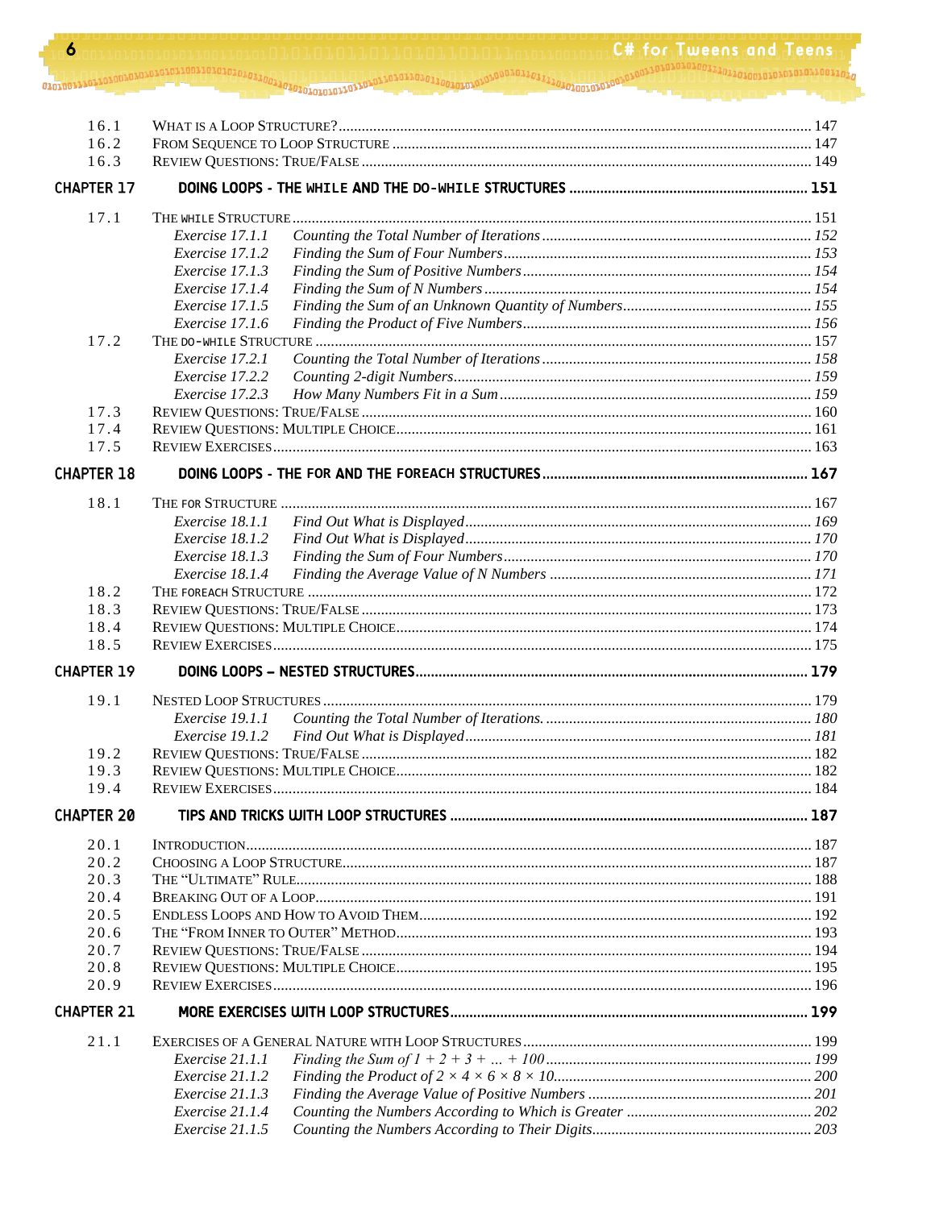| | | |
|---|---|---|
| 16.1 | WHAT IS A LOOP STRUCTURE? | 147 |
| 16.2 | FROM SEQUENCE TO LOOP STRUCTURE | 147 |
| 16.3 | REVIEW QUESTIONS: TRUE/FALSE | 149 |

## CHAPTER 17 DOING LOOPS - THE WHILE AND THE DO-WHILE STRUCTURES ... 151

| | | | |
|---|---|---|---|
| 17.1 | THE WHILE STRUCTURE | | 151 |
| | *Exercise 17.1.1* | *Counting the Total Number of Iterations* | *152* |
| | *Exercise 17.1.2* | *Finding the Sum of Four Numbers* | *153* |
| | *Exercise 17.1.3* | *Finding the Sum of Positive Numbers* | *154* |
| | *Exercise 17.1.4* | *Finding the Sum of N Numbers* | *154* |
| | *Exercise 17.1.5* | *Finding the Sum of an Unknown Quantity of Numbers* | *155* |
| | *Exercise 17.1.6* | *Finding the Product of Five Numbers* | *156* |
| 17.2 | THE DO-WHILE STRUCTURE | | 157 |
| | *Exercise 17.2.1* | *Counting the Total Number of Iterations* | *158* |
| | *Exercise 17.2.2* | *Counting 2-digit Numbers* | *159* |
| | *Exercise 17.2.3* | *How Many Numbers Fit in a Sum* | *159* |
| 17.3 | REVIEW QUESTIONS: TRUE/FALSE | | 160 |
| 17.4 | REVIEW QUESTIONS: MULTIPLE CHOICE | | 161 |
| 17.5 | REVIEW EXERCISES | | 163 |

## CHAPTER 18 DOING LOOPS - THE FOR AND THE FOREACH STRUCTURES ... 167

| | | | |
|---|---|---|---|
| 18.1 | THE FOR STRUCTURE | | 167 |
| | *Exercise 18.1.1* | *Find Out What is Displayed* | *169* |
| | *Exercise 18.1.2* | *Find Out What is Displayed* | *170* |
| | *Exercise 18.1.3* | *Finding the Sum of Four Numbers* | *170* |
| | *Exercise 18.1.4* | *Finding the Average Value of N Numbers* | *171* |
| 18.2 | THE FOREACH STRUCTURE | | 172 |
| 18.3 | REVIEW QUESTIONS: TRUE/FALSE | | 173 |
| 18.4 | REVIEW QUESTIONS: MULTIPLE CHOICE | | 174 |
| 18.5 | REVIEW EXERCISES | | 175 |

## CHAPTER 19 DOING LOOPS – NESTED STRUCTURES ... 179

| | | | |
|---|---|---|---|
| 19.1 | NESTED LOOP STRUCTURES | | 179 |
| | *Exercise 19.1.1* | *Counting the Total Number of Iterations.* | *180* |
| | *Exercise 19.1.2* | *Find Out What is Displayed* | *181* |
| 19.2 | REVIEW QUESTIONS: TRUE/FALSE | | 182 |
| 19.3 | REVIEW QUESTIONS: MULTIPLE CHOICE | | 182 |
| 19.4 | REVIEW EXERCISES | | 184 |

## CHAPTER 20 TIPS AND TRICKS WITH LOOP STRUCTURES ... 187

| | | |
|---|---|---|
| 20.1 | INTRODUCTION | 187 |
| 20.2 | CHOOSING A LOOP STRUCTURE | 187 |
| 20.3 | THE "ULTIMATE" RULE | 188 |
| 20.4 | BREAKING OUT OF A LOOP | 191 |
| 20.5 | ENDLESS LOOPS AND HOW TO AVOID THEM | 192 |
| 20.6 | THE "FROM INNER TO OUTER" METHOD | 193 |
| 20.7 | REVIEW QUESTIONS: TRUE/FALSE | 194 |
| 20.8 | REVIEW QUESTIONS: MULTIPLE CHOICE | 195 |
| 20.9 | REVIEW EXERCISES | 196 |

## CHAPTER 21 MORE EXERCISES WITH LOOP STRUCTURES ... 199

| | | | |
|---|---|---|---|
| 21.1 | EXERCISES OF A GENERAL NATURE WITH LOOP STRUCTURES | | 199 |
| | *Exercise 21.1.1* | *Finding the Sum of 1 + 2 + 3 + ... + 100* | *199* |
| | *Exercise 21.1.2* | *Finding the Product of 2 × 4 × 6 × 8 × 10* | *200* |
| | *Exercise 21.1.3* | *Finding the Average Value of Positive Numbers* | *201* |
| | *Exercise 21.1.4* | *Counting the Numbers According to Which is Greater* | *202* |
| | *Exercise 21.1.5* | *Counting the Numbers According to Their Digits* | *203* |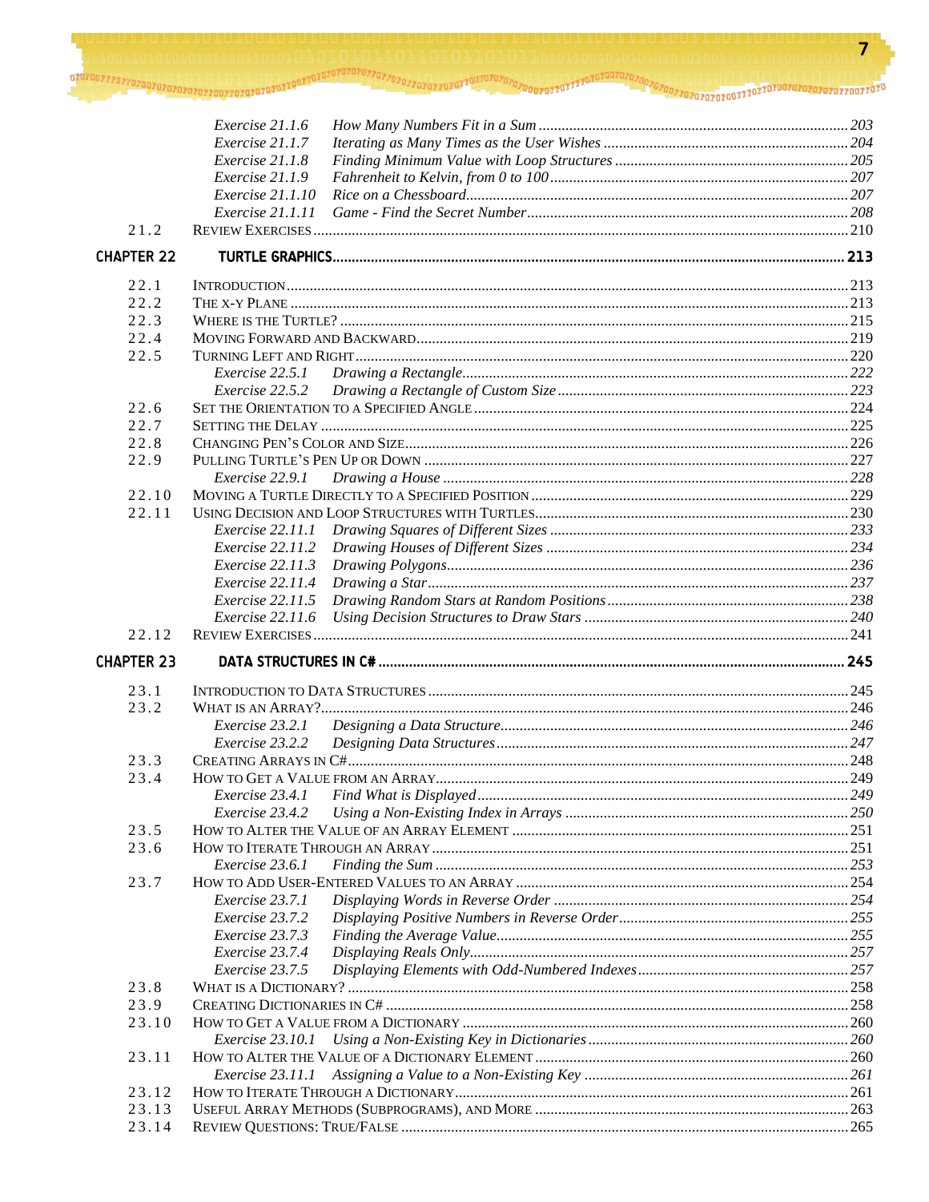| | | |
|---|---|---|
| *Exercise 21.1.6* | *How Many Numbers Fit in a Sum* | 203 |
| *Exercise 21.1.7* | *Iterating as Many Times as the User Wishes* | 204 |
| *Exercise 21.1.8* | *Finding Minimum Value with Loop Structures* | 205 |
| *Exercise 21.1.9* | *Fahrenheit to Kelvin, from 0 to 100* | 207 |
| *Exercise 21.1.10* | *Rice on a Chessboard* | 207 |
| *Exercise 21.1.11* | *Game - Find the Secret Number* | 208 |
| 21.2 | REVIEW EXERCISES | 210 |

**CHAPTER 22 TURTLE GRAPHICS ... 213**

| | | |
|---|---|---|
| 22.1 | INTRODUCTION | 213 |
| 22.2 | THE X-Y PLANE | 213 |
| 22.3 | WHERE IS THE TURTLE? | 215 |
| 22.4 | MOVING FORWARD AND BACKWARD | 219 |
| 22.5 | TURNING LEFT AND RIGHT | 220 |
| *Exercise 22.5.1* | *Drawing a Rectangle* | 222 |
| *Exercise 22.5.2* | *Drawing a Rectangle of Custom Size* | 223 |
| 22.6 | SET THE ORIENTATION TO A SPECIFIED ANGLE | 224 |
| 22.7 | SETTING THE DELAY | 225 |
| 22.8 | CHANGING PEN'S COLOR AND SIZE | 226 |
| 22.9 | PULLING TURTLE'S PEN UP OR DOWN | 227 |
| *Exercise 22.9.1* | *Drawing a House* | 228 |
| 22.10 | MOVING A TURTLE DIRECTLY TO A SPECIFIED POSITION | 229 |
| 22.11 | USING DECISION AND LOOP STRUCTURES WITH TURTLES | 230 |
| *Exercise 22.11.1* | *Drawing Squares of Different Sizes* | 233 |
| *Exercise 22.11.2* | *Drawing Houses of Different Sizes* | 234 |
| *Exercise 22.11.3* | *Drawing Polygons* | 236 |
| *Exercise 22.11.4* | *Drawing a Star* | 237 |
| *Exercise 22.11.5* | *Drawing Random Stars at Random Positions* | 238 |
| *Exercise 22.11.6* | *Using Decision Structures to Draw Stars* | 240 |
| 22.12 | REVIEW EXERCISES | 241 |

**CHAPTER 23 DATA STRUCTURES IN C# ... 245**

| | | |
|---|---|---|
| 23.1 | INTRODUCTION TO DATA STRUCTURES | 245 |
| 23.2 | WHAT IS AN ARRAY? | 246 |
| *Exercise 23.2.1* | *Designing a Data Structure* | 246 |
| *Exercise 23.2.2* | *Designing Data Structures* | 247 |
| 23.3 | CREATING ARRAYS IN C# | 248 |
| 23.4 | HOW TO GET A VALUE FROM AN ARRAY | 249 |
| *Exercise 23.4.1* | *Find What is Displayed* | 249 |
| *Exercise 23.4.2* | *Using a Non-Existing Index in Arrays* | 250 |
| 23.5 | HOW TO ALTER THE VALUE OF AN ARRAY ELEMENT | 251 |
| 23.6 | HOW TO ITERATE THROUGH AN ARRAY | 251 |
| *Exercise 23.6.1* | *Finding the Sum* | 253 |
| 23.7 | HOW TO ADD USER-ENTERED VALUES TO AN ARRAY | 254 |
| *Exercise 23.7.1* | *Displaying Words in Reverse Order* | 254 |
| *Exercise 23.7.2* | *Displaying Positive Numbers in Reverse Order* | 255 |
| *Exercise 23.7.3* | *Finding the Average Value* | 255 |
| *Exercise 23.7.4* | *Displaying Reals Only* | 257 |
| *Exercise 23.7.5* | *Displaying Elements with Odd-Numbered Indexes* | 257 |
| 23.8 | WHAT IS A DICTIONARY? | 258 |
| 23.9 | CREATING DICTIONARIES IN C# | 258 |
| 23.10 | HOW TO GET A VALUE FROM A DICTIONARY | 260 |
| *Exercise 23.10.1* | *Using a Non-Existing Key in Dictionaries* | 260 |
| 23.11 | HOW TO ALTER THE VALUE OF A DICTIONARY ELEMENT | 260 |
| *Exercise 23.11.1* | *Assigning a Value to a Non-Existing Key* | 261 |
| 23.12 | HOW TO ITERATE THROUGH A DICTIONARY | 261 |
| 23.13 | USEFUL ARRAY METHODS (SUBPROGRAMS), AND MORE | 263 |
| 23.14 | REVIEW QUESTIONS: TRUE/FALSE | 265 |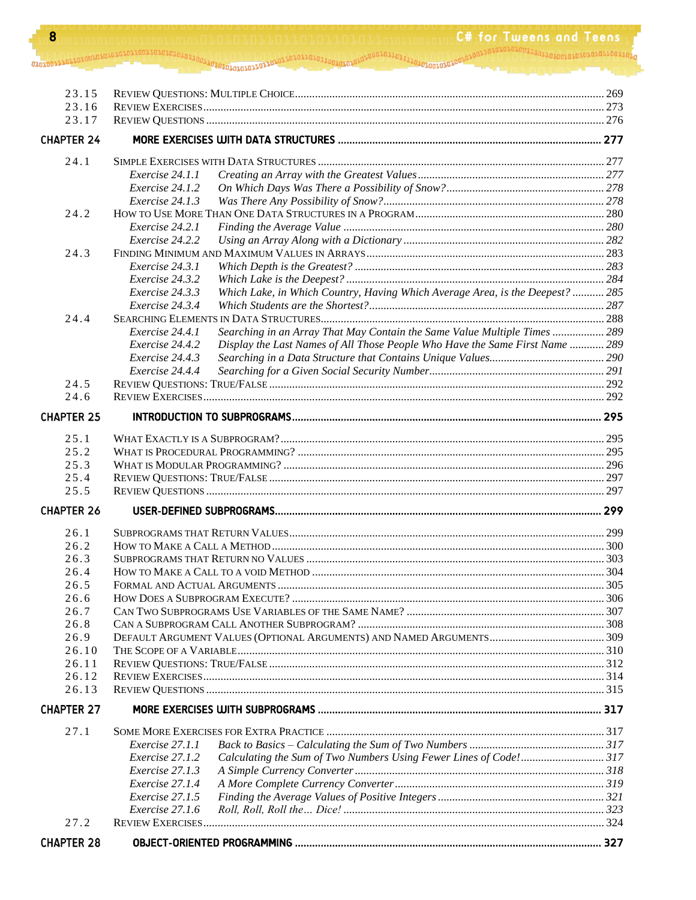| | | |
|---|---|---|
| 23.15 | Review Questions: Multiple Choice | 269 |
| 23.16 | Review Exercises | 273 |
| 23.17 | Review Questions | 276 |
| **CHAPTER 24** | **MORE EXERCISES WITH DATA STRUCTURES** | **277** |
| 24.1 | Simple Exercises with Data Structures | 277 |
| | *Exercise 24.1.1 Creating an Array with the Greatest Values* | *277* |
| | *Exercise 24.1.2 On Which Days Was There a Possibility of Snow?* | *278* |
| | *Exercise 24.1.3 Was There Any Possibility of Snow?* | *278* |
| 24.2 | How to Use More Than One Data Structures in a Program | 280 |
| | *Exercise 24.2.1 Finding the Average Value* | *280* |
| | *Exercise 24.2.2 Using an Array Along with a Dictionary* | *282* |
| 24.3 | Finding Minimum and Maximum Values in Arrays | 283 |
| | *Exercise 24.3.1 Which Depth is the Greatest?* | *283* |
| | *Exercise 24.3.2 Which Lake is the Deepest?* | *284* |
| | *Exercise 24.3.3 Which Lake, in Which Country, Having Which Average Area, is the Deepest?* | *285* |
| | *Exercise 24.3.4 Which Students are the Shortest?* | *287* |
| 24.4 | Searching Elements in Data Structures | 288 |
| | *Exercise 24.4.1 Searching in an Array That May Contain the Same Value Multiple Times* | *289* |
| | *Exercise 24.4.2 Display the Last Names of All Those People Who Have the Same First Name* | *289* |
| | *Exercise 24.4.3 Searching in a Data Structure that Contains Unique Values* | *290* |
| | *Exercise 24.4.4 Searching for a Given Social Security Number* | *291* |
| 24.5 | Review Questions: True/False | 292 |
| 24.6 | Review Exercises | 292 |
| **CHAPTER 25** | **INTRODUCTION TO SUBPROGRAMS** | **295** |
| 25.1 | What Exactly is a Subprogram? | 295 |
| 25.2 | What is Procedural Programming? | 295 |
| 25.3 | What is Modular Programming? | 296 |
| 25.4 | Review Questions: True/False | 297 |
| 25.5 | Review Questions | 297 |
| **CHAPTER 26** | **USER-DEFINED SUBPROGRAMS** | **299** |
| 26.1 | Subprograms that Return Values | 299 |
| 26.2 | How to Make a Call a Method | 300 |
| 26.3 | Subprograms that Return no Values | 303 |
| 26.4 | How to Make a Call to a void Method | 304 |
| 26.5 | Formal and Actual Arguments | 305 |
| 26.6 | How Does a Subprogram Execute? | 306 |
| 26.7 | Can Two Subprograms Use Variables of the Same Name? | 307 |
| 26.8 | Can a Subprogram Call Another Subprogram? | 308 |
| 26.9 | Default Argument Values (Optional Arguments) and Named Arguments | 309 |
| 26.10 | The Scope of a Variable | 310 |
| 26.11 | Review Questions: True/False | 312 |
| 26.12 | Review Exercises | 314 |
| 26.13 | Review Questions | 315 |
| **CHAPTER 27** | **MORE EXERCISES WITH SUBPROGRAMS** | **317** |
| 27.1 | Some More Exercises for Extra Practice | 317 |
| | *Exercise 27.1.1 Back to Basics – Calculating the Sum of Two Numbers* | *317* |
| | *Exercise 27.1.2 Calculating the Sum of Two Numbers Using Fewer Lines of Code!* | *317* |
| | *Exercise 27.1.3 A Simple Currency Converter* | *318* |
| | *Exercise 27.1.4 A More Complete Currency Converter* | *319* |
| | *Exercise 27.1.5 Finding the Average Values of Positive Integers* | *321* |
| | *Exercise 27.1.6 Roll, Roll, Roll the… Dice!* | *323* |
| 27.2 | Review Exercises | 324 |
| **CHAPTER 28** | **OBJECT-ORIENTED PROGRAMMING** | **327** |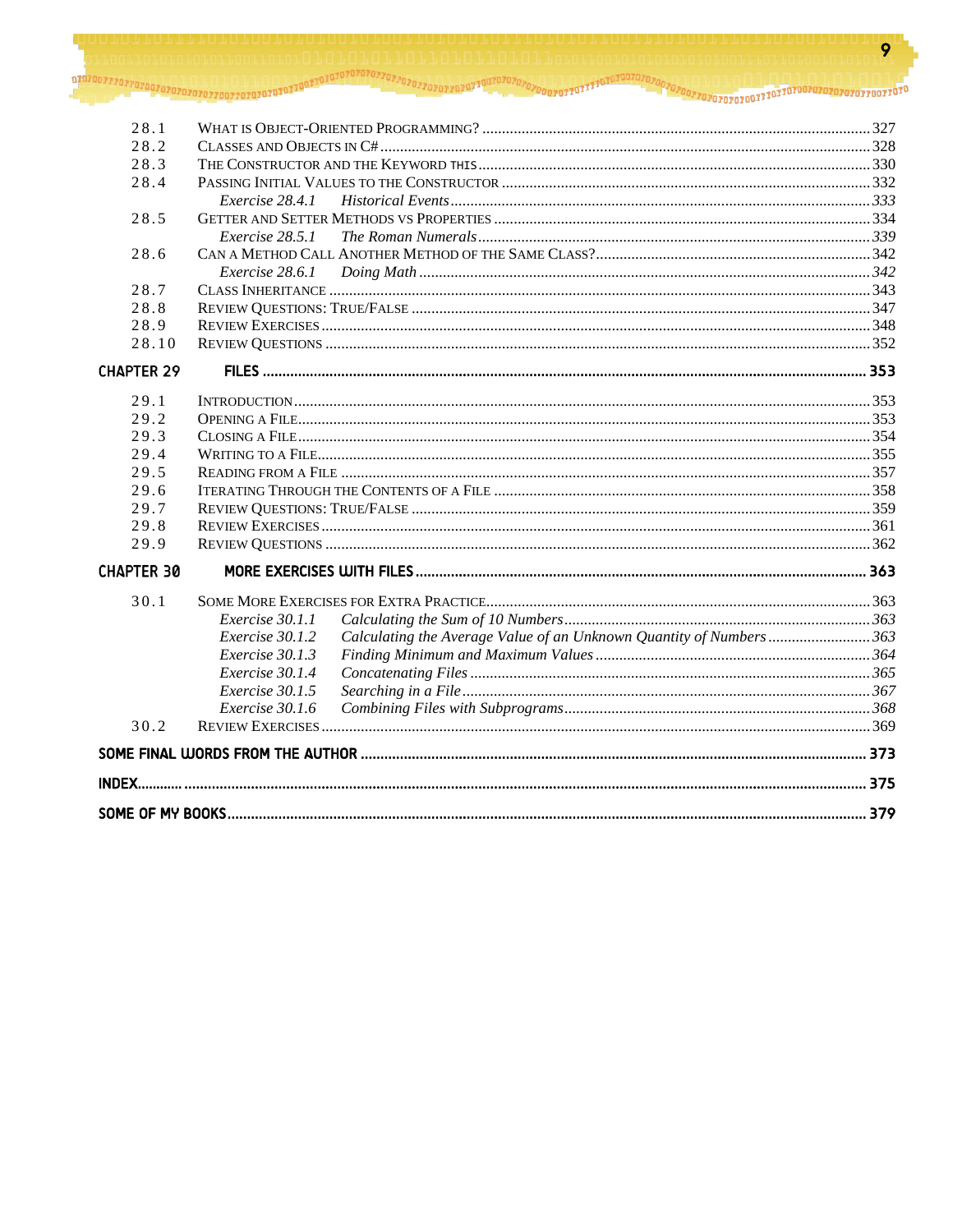28.1 WHAT IS OBJECT-ORIENTED PROGRAMMING? .....327
28.2 CLASSES AND OBJECTS IN C# .....328
28.3 THE CONSTRUCTOR AND THE KEYWORD THIS .....330
28.4 PASSING INITIAL VALUES TO THE CONSTRUCTOR .....332
*Exercise 28.4.1 Historical Events .....333*
28.5 GETTER AND SETTER METHODS VS PROPERTIES .....334
*Exercise 28.5.1 The Roman Numerals .....339*
28.6 CAN A METHOD CALL ANOTHER METHOD OF THE SAME CLASS? .....342
*Exercise 28.6.1 Doing Math .....342*
28.7 CLASS INHERITANCE .....343
28.8 REVIEW QUESTIONS: TRUE/FALSE .....347
28.9 REVIEW EXERCISES .....348
28.10 REVIEW QUESTIONS .....352

**CHAPTER 29 FILES .....353**

29.1 INTRODUCTION .....353
29.2 OPENING A FILE .....353
29.3 CLOSING A FILE .....354
29.4 WRITING TO A FILE .....355
29.5 READING FROM A FILE .....357
29.6 ITERATING THROUGH THE CONTENTS OF A FILE .....358
29.7 REVIEW QUESTIONS: TRUE/FALSE .....359
29.8 REVIEW EXERCISES .....361
29.9 REVIEW QUESTIONS .....362

**CHAPTER 30 MORE EXERCISES WITH FILES .....363**

30.1 SOME MORE EXERCISES FOR EXTRA PRACTICE .....363
*Exercise 30.1.1 Calculating the Sum of 10 Numbers .....363*
*Exercise 30.1.2 Calculating the Average Value of an Unknown Quantity of Numbers .....363*
*Exercise 30.1.3 Finding Minimum and Maximum Values .....364*
*Exercise 30.1.4 Concatenating Files .....365*
*Exercise 30.1.5 Searching in a File .....367*
*Exercise 30.1.6 Combining Files with Subprograms .....368*
30.2 REVIEW EXERCISES .....369

**SOME FINAL WORDS FROM THE AUTHOR .....373**

**INDEX .....375**

**SOME OF MY BOOKS .....379**